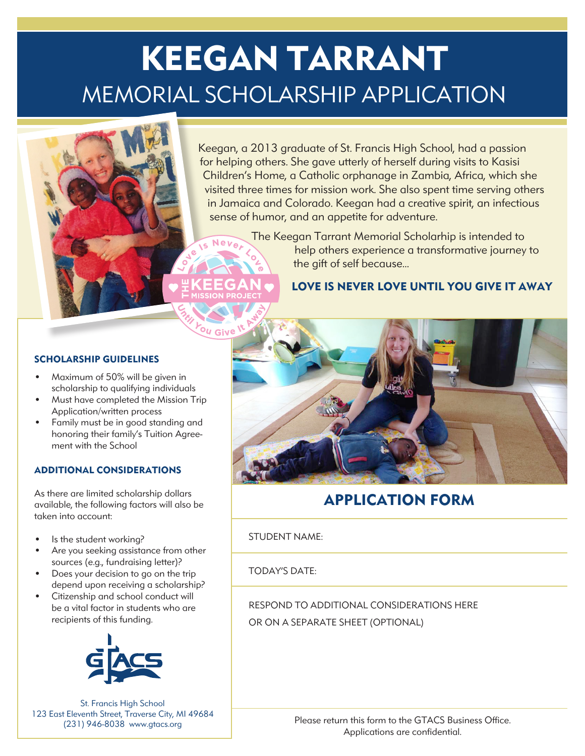# KEEGAN TARRANT

## MEMORIAL SCHOLARSHIP APPLICATION

Keegan, a 2013 graduate of St. Francis High School, had a passion for helping others. She gave utterly of herself during visits to Kasisi Children's Home, a Catholic orphanage in Zambia, Africa, which she visited three times for mission work. She also spent time serving others in Jamaica and Colorado. Keegan had a creative spirit, an infectious sense of humor, and an appetite for adventure.

The Keegan Tarrant Memorial Scholarhip is intended to help others experience a transformative journey to the gift of self because...

**LOVE IS NEVER LOVE UNTIL YOU GIVE IT AWAY**

### SCHOLARSHIP GUIDELINES

- Maximum of 50% will be given in scholarship to qualifying individuals
- Must have completed the Mission Trip Application/written process
- Family must be in good standing and honoring their family's Tuition Agreement with the School

### ADDITIONAL CONSIDERATIONS

As there are limited scholarship dollars available, the following factors will also be taken into account:

- Is the student working?
- Are you seeking assistance from other sources (e.g., fundraising letter)?
- Does your decision to go on the trip depend upon receiving a scholarship?
- Citizenship and school conduct will be a vital factor in students who are recipients of this funding.

St. Francis High School
123 East Eleventh Street, Traverse City, MI 49684
(231) 946-8038 www.gtacs.org

## APPLICATION FORM

STUDENT NAME:

TODAY'S DATE:

RESPOND TO ADDITIONAL CONSIDERATIONS HERE OR ON A SEPARATE SHEET (OPTIONAL)

Please return this form to the GTACS Business Office.
Applications are confidential.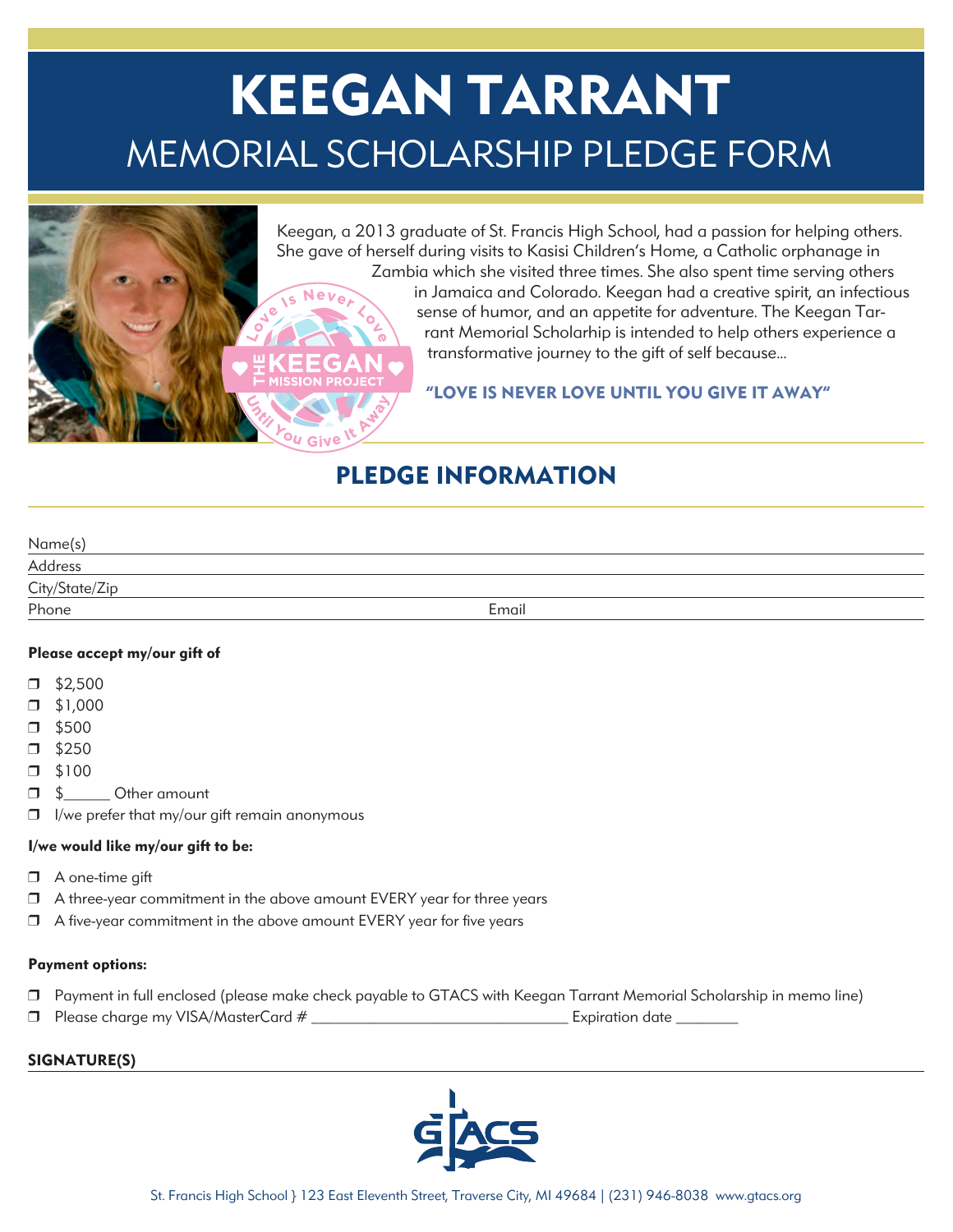# KEEGAN TARRANT

## MEMORIAL SCHOLARSHIP PLEDGE FORM

Keegan, a 2013 graduate of St. Francis High School, had a passion for helping others. She gave of herself during visits to Kasisi Children's Home, a Catholic orphanage in Zambia which she visited three times. She also spent time serving others in Jamaica and Colorado. Keegan had a creative spirit, an infectious sense of humor, and an appetite for adventure. The Keegan Tarrant Memorial Scholarhip is intended to help others experience a transformative journey to the gift of self because...

**"LOVE IS NEVER LOVE UNTIL YOU GIVE IT AWAY"**

## PLEDGE INFORMATION

Name(s)

Address

City/State/Zip

Phone Email

**Please accept my/our gift of**

- ❒ $2,500
- ❒ $1,000
- ❒ $500
- ❒ $250
- ❒ $100
- ❒ $______ Other amount
- ❒ I/we prefer that my/our gift remain anonymous

**I/we would like my/our gift to be:**

- ❒ A one-time gift
- ❒ A three-year commitment in the above amount EVERY year for three years
- ❒ A five-year commitment in the above amount EVERY year for five years

**Payment options:**

- ❒ Payment in full enclosed (please make check payable to GTACS with Keegan Tarrant Memorial Scholarship in memo line)
- ❒ Please charge my VISA/MasterCard # ________________________________ Expiration date ________

**SIGNATURE(S)**

St. Francis High School } 123 East Eleventh Street, Traverse City, MI 49684 | (231) 946-8038 www.gtacs.org